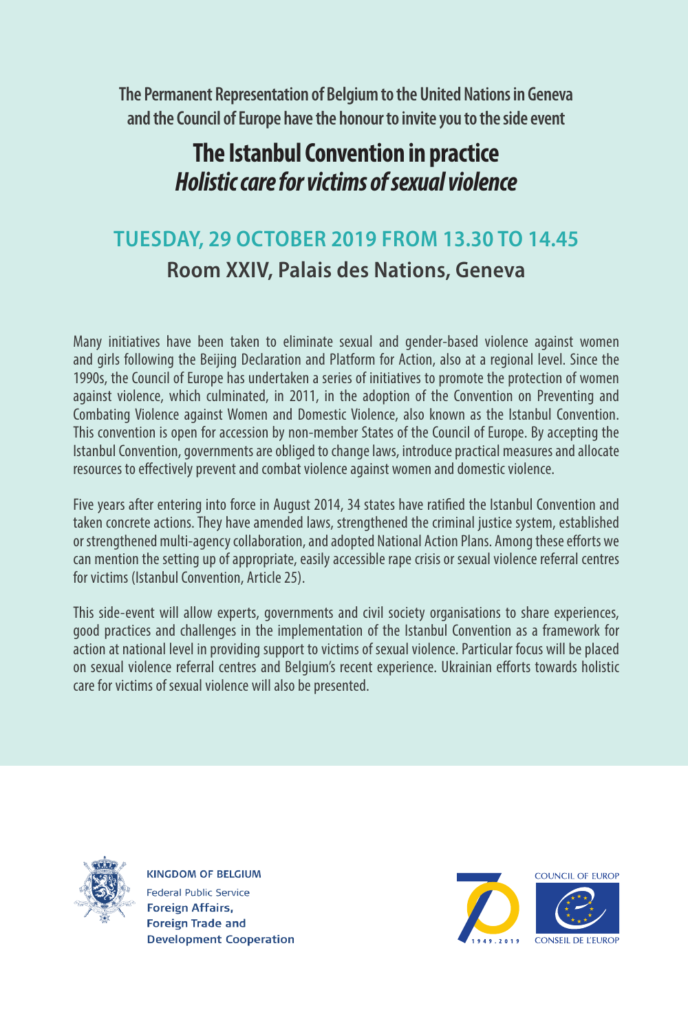The Permanent Representation of Belgium to the United Nations in Geneva and the Council of Europe have the honour to invite you to the side event

# The Istanbul Convention in practice
## *Holistic care for victims of sexual violence*

### TUESDAY, 29 OCTOBER 2019 FROM 13.30 TO 14.45

**Room XXIV, Palais des Nations, Geneva**

Many initiatives have been taken to eliminate sexual and gender-based violence against women and girls following the Beijing Declaration and Platform for Action, also at a regional level. Since the 1990s, the Council of Europe has undertaken a series of initiatives to promote the protection of women against violence, which culminated, in 2011, in the adoption of the Convention on Preventing and Combating Violence against Women and Domestic Violence, also known as the Istanbul Convention. This convention is open for accession by non-member States of the Council of Europe. By accepting the Istanbul Convention, governments are obliged to change laws, introduce practical measures and allocate resources to effectively prevent and combat violence against women and domestic violence.

Five years after entering into force in August 2014, 34 states have ratified the Istanbul Convention and taken concrete actions. They have amended laws, strengthened the criminal justice system, established or strengthened multi-agency collaboration, and adopted National Action Plans. Among these efforts we can mention the setting up of appropriate, easily accessible rape crisis or sexual violence referral centres for victims (Istanbul Convention, Article 25).

This side-event will allow experts, governments and civil society organisations to share experiences, good practices and challenges in the implementation of the Istanbul Convention as a framework for action at national level in providing support to victims of sexual violence. Particular focus will be placed on sexual violence referral centres and Belgium's recent experience. Ukrainian efforts towards holistic care for victims of sexual violence will also be presented.

KINGDOM OF BELGIUM
Federal Public Service
**Foreign Affairs, Foreign Trade and Development Cooperation**

1949 . 2019

COUNCIL OF EUROPE
CONSEIL DE L'EUROPE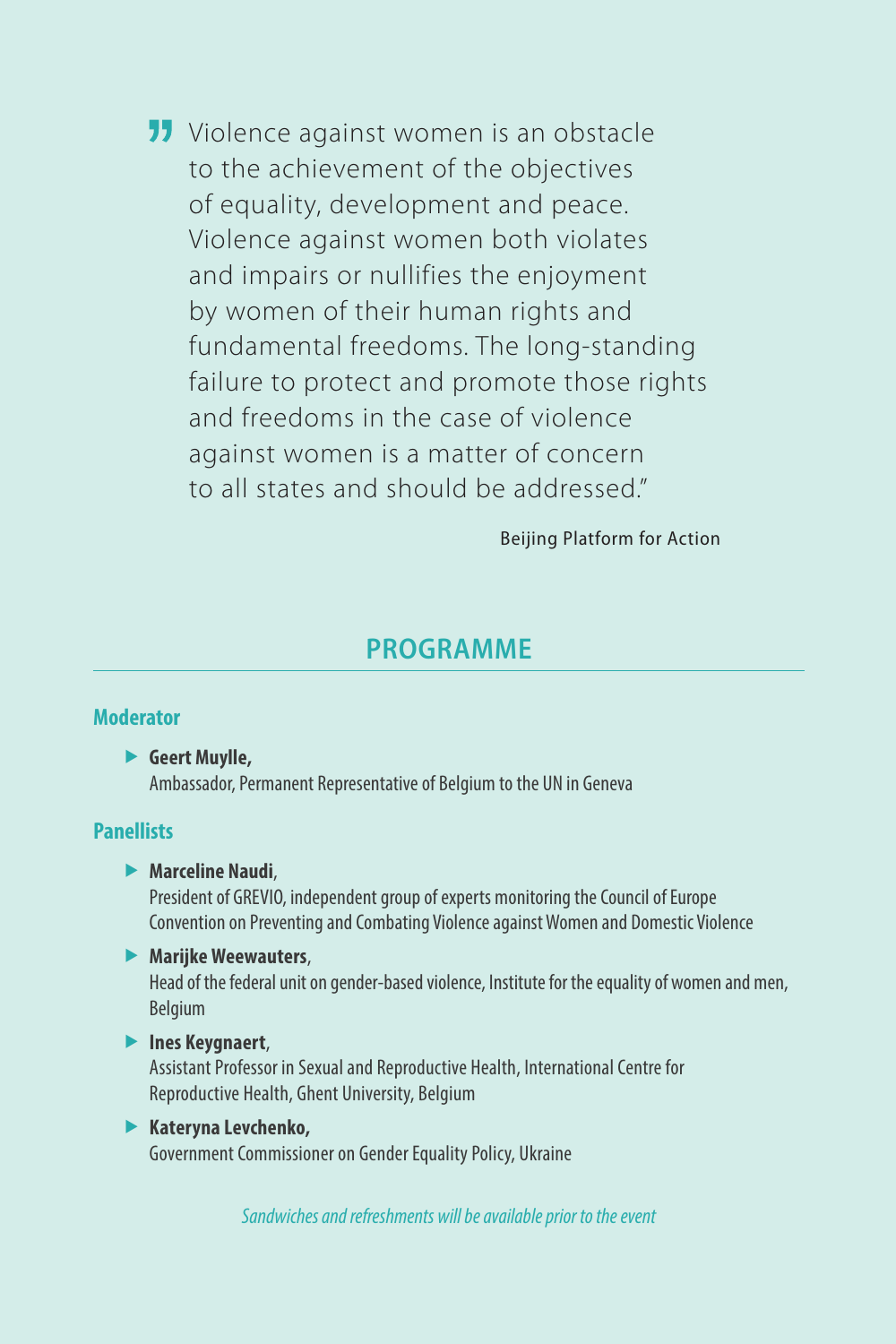> "Violence against women is an obstacle to the achievement of the objectives of equality, development and peace. Violence against women both violates and impairs or nullifies the enjoyment by women of their human rights and fundamental freedoms. The long-standing failure to protect and promote those rights and freedoms in the case of violence against women is a matter of concern to all states and should be addressed."
>
> Beijing Platform for Action

## PROGRAMME

### Moderator

- **Geert Muylle,**
  Ambassador, Permanent Representative of Belgium to the UN in Geneva

### Panellists

- **Marceline Naudi**,
  President of GREVIO, independent group of experts monitoring the Council of Europe Convention on Preventing and Combating Violence against Women and Domestic Violence
- **Marijke Weewauters**,
  Head of the federal unit on gender-based violence, Institute for the equality of women and men, Belgium
- **Ines Keygnaert**,
  Assistant Professor in Sexual and Reproductive Health, International Centre for Reproductive Health, Ghent University, Belgium
- **Kateryna Levchenko,**
  Government Commissioner on Gender Equality Policy, Ukraine

*Sandwiches and refreshments will be available prior to the event*